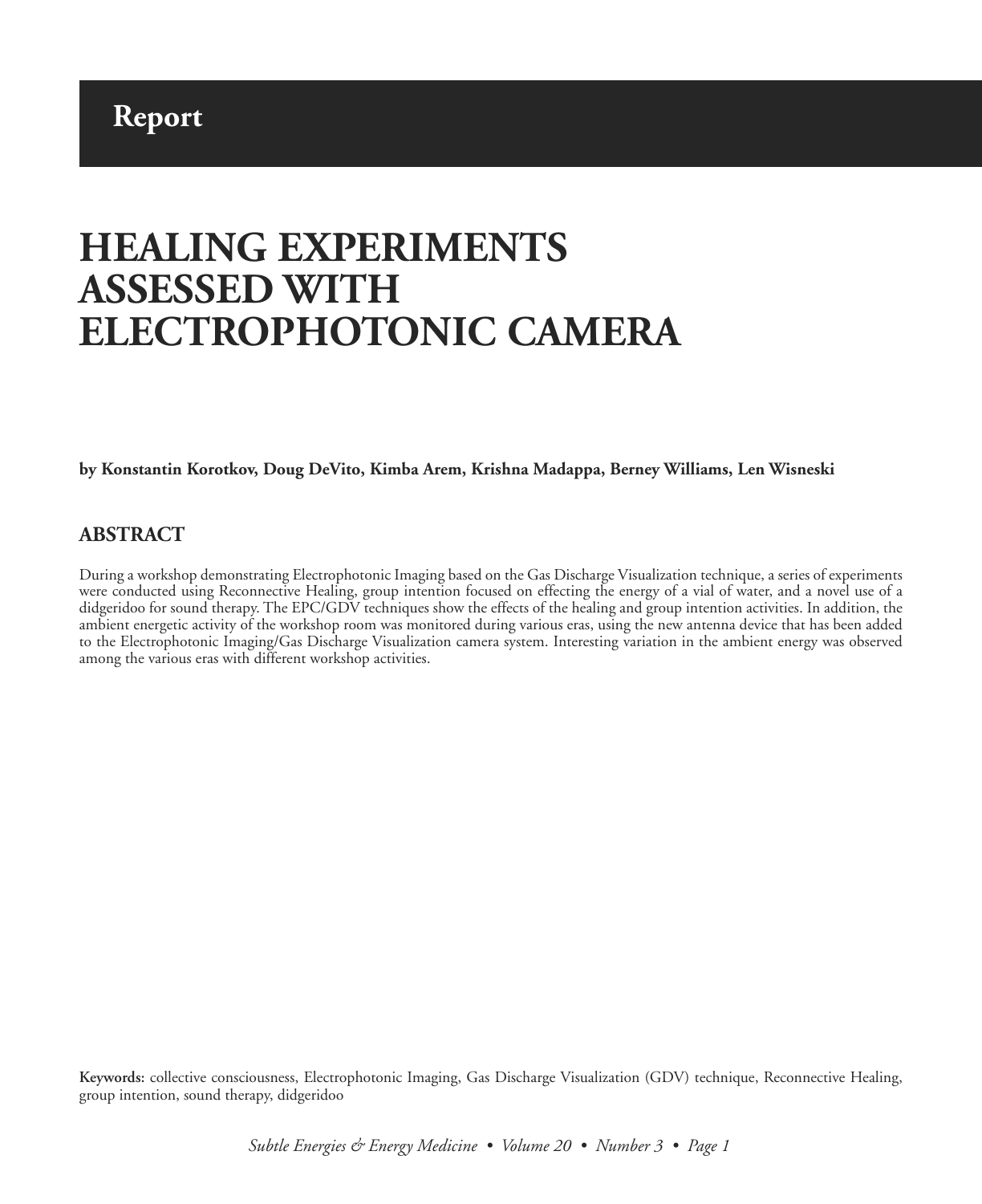Report

# HEALING EXPERIMENTS ASSESSED WITH ELECTROPHOTONIC CAMERA

**by Konstantin Korotkov, Doug DeVito, Kimba Arem, Krishna Madappa, Berney Williams, Len Wisneski**

## ABSTRACT

During a workshop demonstrating Electrophotonic Imaging based on the Gas Discharge Visualization technique, a series of experiments were conducted using Reconnective Healing, group intention focused on effecting the energy of a vial of water, and a novel use of a didgeridoo for sound therapy. The EPC/GDV techniques show the effects of the healing and group intention activities. In addition, the ambient energetic activity of the workshop room was monitored during various eras, using the new antenna device that has been added to the Electrophotonic Imaging/Gas Discharge Visualization camera system. Interesting variation in the ambient energy was observed among the various eras with different workshop activities.

**Keywords:** collective consciousness, Electrophotonic Imaging, Gas Discharge Visualization (GDV) technique, Reconnective Healing, group intention, sound therapy, didgeridoo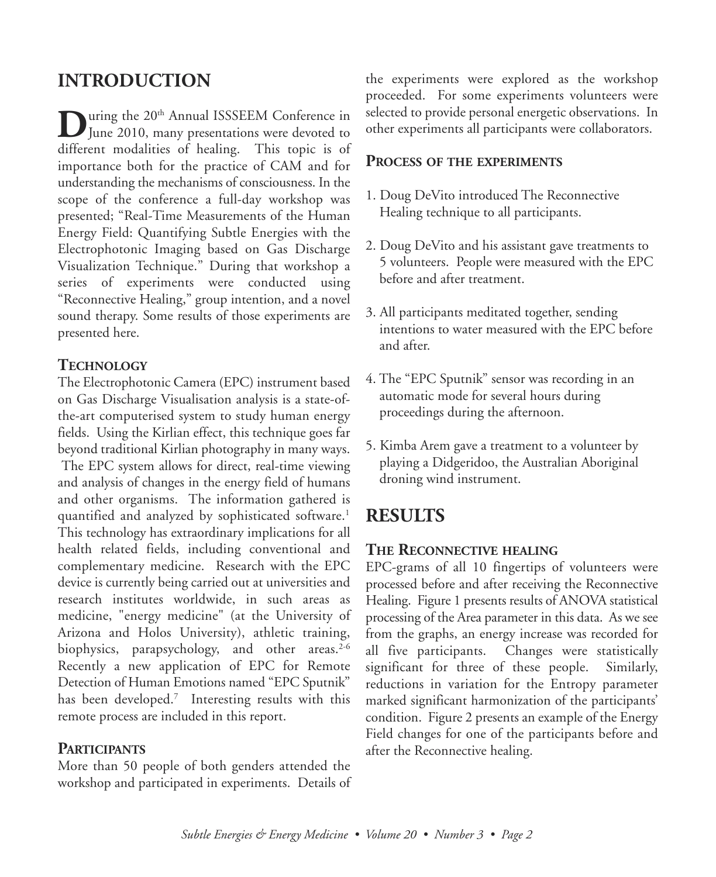## INTRODUCTION

During the 20th Annual ISSSEEM Conference in June 2010, many presentations were devoted to different modalities of healing. This topic is of importance both for the practice of CAM and for understanding the mechanisms of consciousness. In the scope of the conference a full-day workshop was presented; "Real-Time Measurements of the Human Energy Field: Quantifying Subtle Energies with the Electrophotonic Imaging based on Gas Discharge Visualization Technique." During that workshop a series of experiments were conducted using "Reconnective Healing," group intention, and a novel sound therapy. Some results of those experiments are presented here.

### TECHNOLOGY

The Electrophotonic Camera (EPC) instrument based on Gas Discharge Visualisation analysis is a state-of-the-art computerised system to study human energy fields. Using the Kirlian effect, this technique goes far beyond traditional Kirlian photography in many ways. The EPC system allows for direct, real-time viewing and analysis of changes in the energy field of humans and other organisms. The information gathered is quantified and analyzed by sophisticated software.[1] This technology has extraordinary implications for all health related fields, including conventional and complementary medicine. Research with the EPC device is currently being carried out at universities and research institutes worldwide, in such areas as medicine, "energy medicine" (at the University of Arizona and Holos University), athletic training, biophysics, parapsychology, and other areas.[2-6] Recently a new application of EPC for Remote Detection of Human Emotions named "EPC Sputnik" has been developed.[7] Interesting results with this remote process are included in this report.

### PARTICIPANTS

More than 50 people of both genders attended the workshop and participated in experiments. Details of the experiments were explored as the workshop proceeded. For some experiments volunteers were selected to provide personal energetic observations. In other experiments all participants were collaborators.

### PROCESS OF THE EXPERIMENTS

1. Doug DeVito introduced The Reconnective Healing technique to all participants.
2. Doug DeVito and his assistant gave treatments to 5 volunteers. People were measured with the EPC before and after treatment.
3. All participants meditated together, sending intentions to water measured with the EPC before and after.
4. The "EPC Sputnik" sensor was recording in an automatic mode for several hours during proceedings during the afternoon.
5. Kimba Arem gave a treatment to a volunteer by playing a Didgeridoo, the Australian Aboriginal droning wind instrument.

## RESULTS

### THE RECONNECTIVE HEALING

EPC-grams of all 10 fingertips of volunteers were processed before and after receiving the Reconnective Healing. Figure 1 presents results of ANOVA statistical processing of the Area parameter in this data. As we see from the graphs, an energy increase was recorded for all five participants. Changes were statistically significant for three of these people. Similarly, reductions in variation for the Entropy parameter marked significant harmonization of the participants' condition. Figure 2 presents an example of the Energy Field changes for one of the participants before and after the Reconnective healing.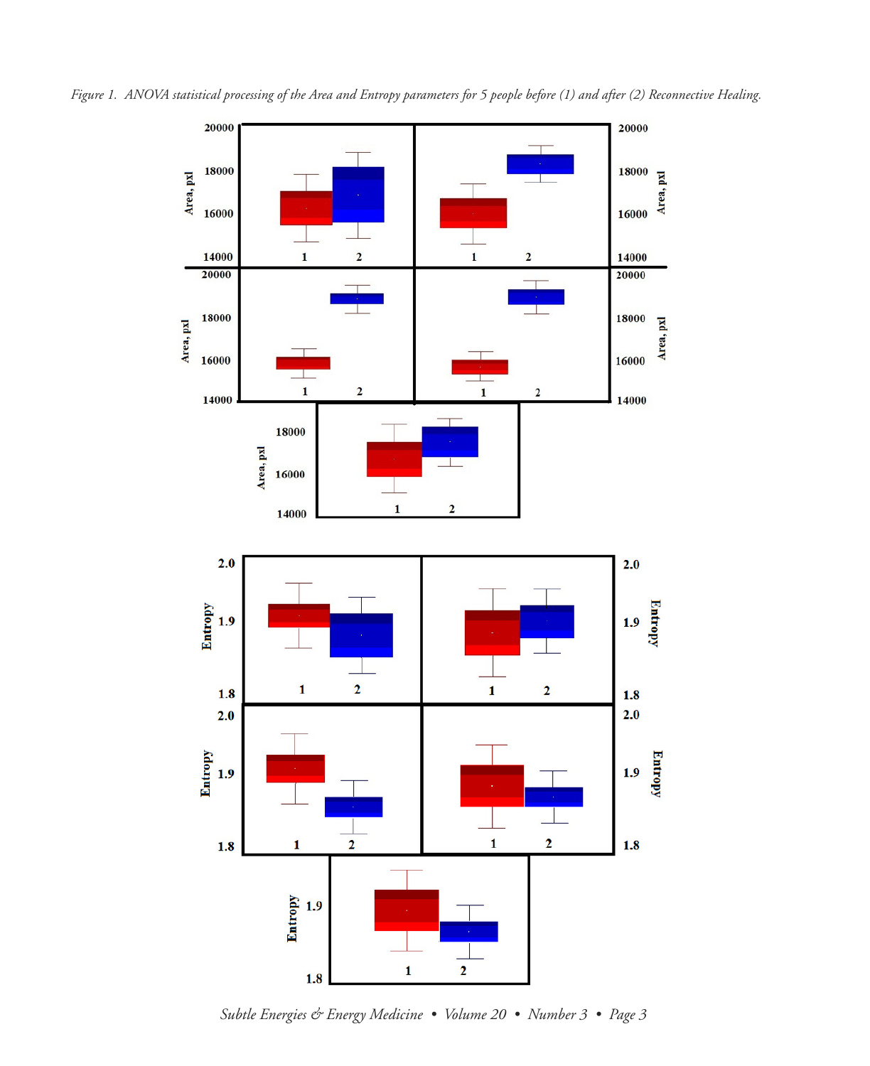*Figure 1. ANOVA statistical processing of the Area and Entropy parameters for 5 people before (1) and after (2) Reconnective Healing.*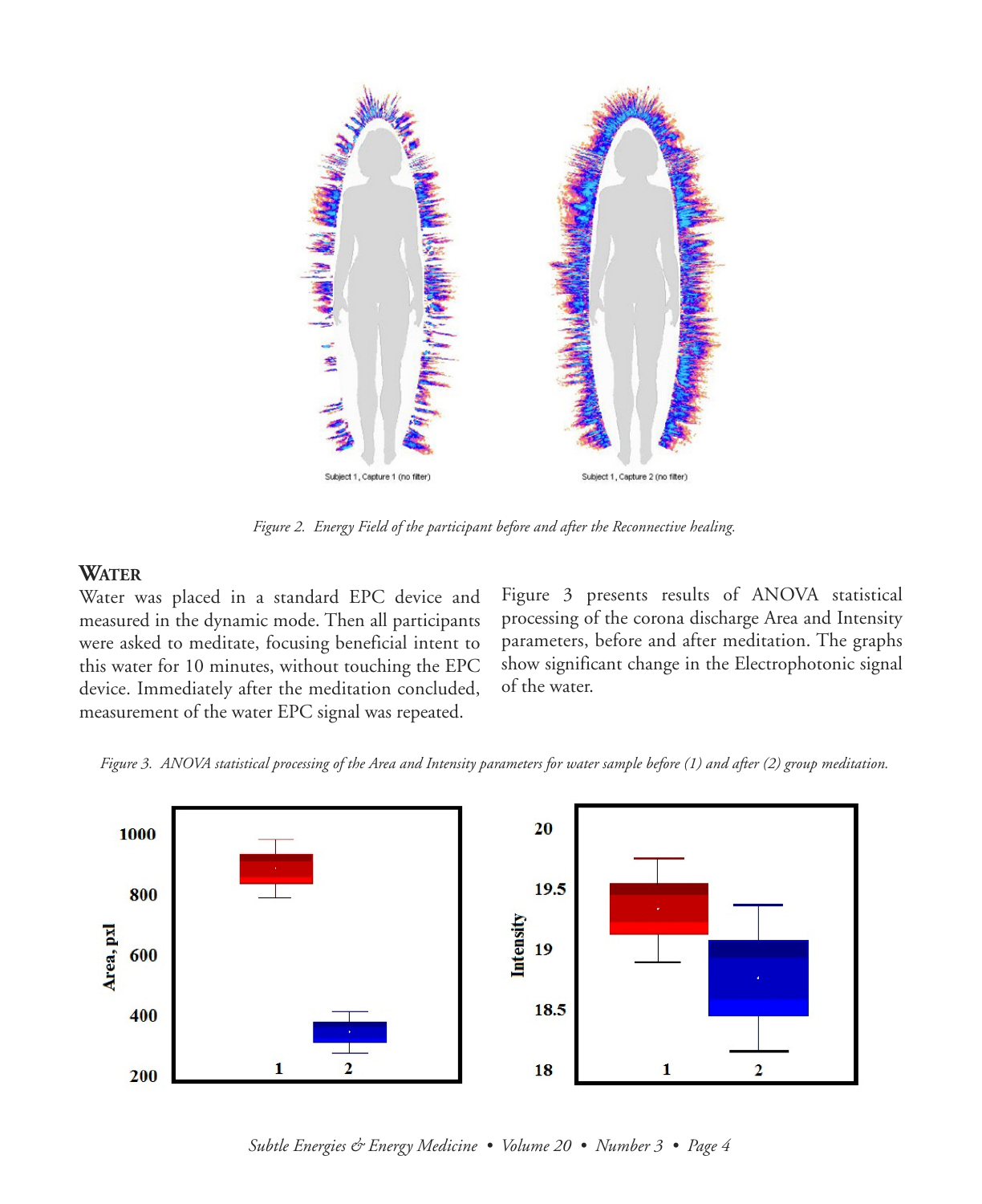Figure 2. Energy Field of the participant before and after the Reconnective healing.

## Water

Water was placed in a standard EPC device and measured in the dynamic mode. Then all participants were asked to meditate, focusing beneficial intent to this water for 10 minutes, without touching the EPC device. Immediately after the meditation concluded, measurement of the water EPC signal was repeated.

Figure 3 presents results of ANOVA statistical processing of the corona discharge Area and Intensity parameters, before and after meditation. The graphs show significant change in the Electrophotonic signal of the water.

*Figure 3. ANOVA statistical processing of the Area and Intensity parameters for water sample before (1) and after (2) group meditation.*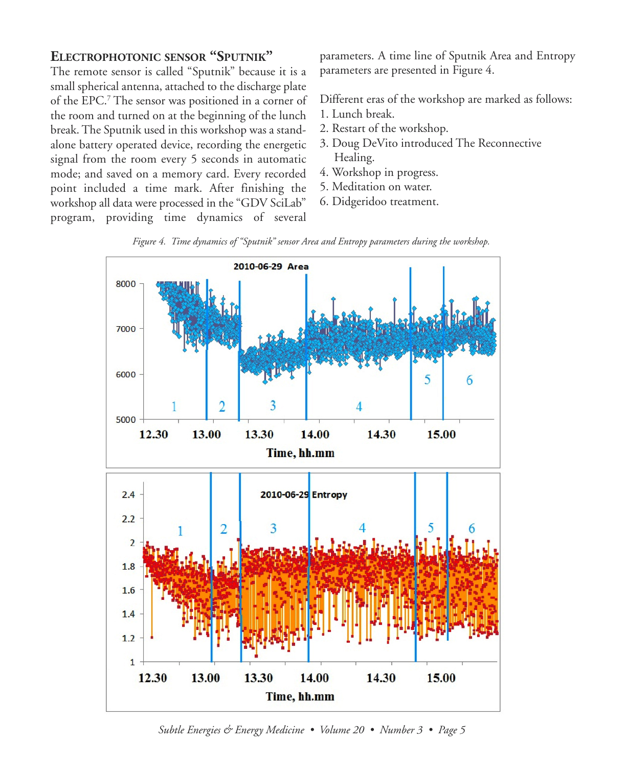### Electrophotonic sensor "Sputnik"

The remote sensor is called "Sputnik" because it is a small spherical antenna, attached to the discharge plate of the EPC.[7] The sensor was positioned in a corner of the room and turned on at the beginning of the lunch break. The Sputnik used in this workshop was a stand-alone battery operated device, recording the energetic signal from the room every 5 seconds in automatic mode; and saved on a memory card. Every recorded point included a time mark. After finishing the workshop all data were processed in the "GDV SciLab" program, providing time dynamics of several parameters. A time line of Sputnik Area and Entropy parameters are presented in Figure 4.

Different eras of the workshop are marked as follows:

1. Lunch break.
2. Restart of the workshop.
3. Doug DeVito introduced The Reconnective Healing.
4. Workshop in progress.
5. Meditation on water.
6. Didgeridoo treatment.

*Figure 4. Time dynamics of "Sputnik" sensor Area and Entropy parameters during the workshop.*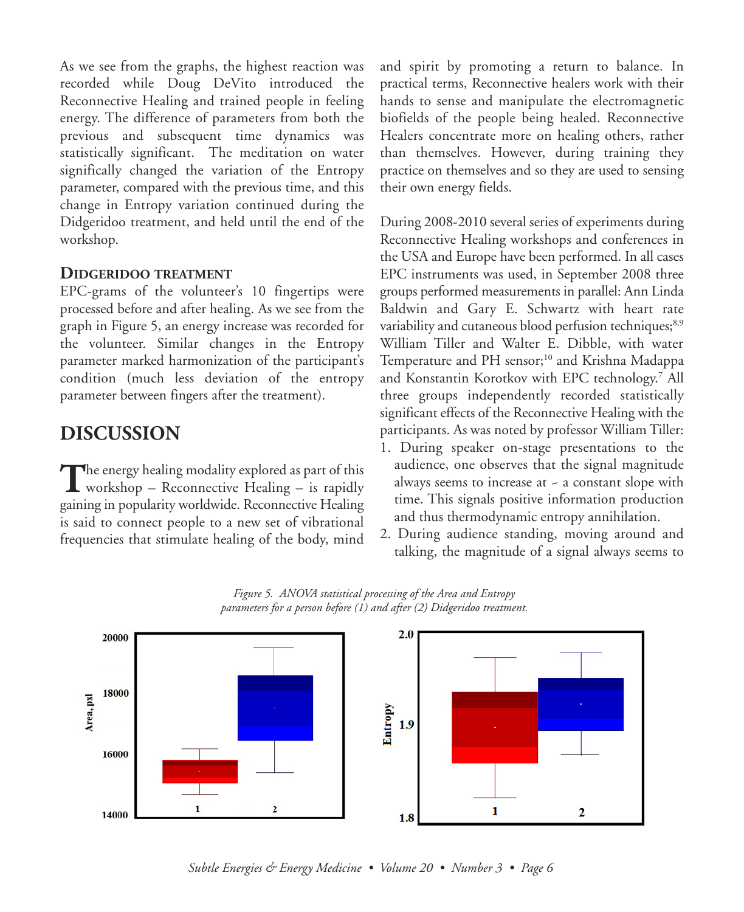As we see from the graphs, the highest reaction was recorded while Doug DeVito introduced the Reconnective Healing and trained people in feeling energy. The difference of parameters from both the previous and subsequent time dynamics was statistically significant. The meditation on water significally changed the variation of the Entropy parameter, compared with the previous time, and this change in Entropy variation continued during the Didgeridoo treatment, and held until the end of the workshop.

### Didgeridoo treatment

EPC-grams of the volunteer's 10 fingertips were processed before and after healing. As we see from the graph in Figure 5, an energy increase was recorded for the volunteer. Similar changes in the Entropy parameter marked harmonization of the participant's condition (much less deviation of the entropy parameter between fingers after the treatment).

## DISCUSSION

The energy healing modality explored as part of this workshop – Reconnective Healing – is rapidly gaining in popularity worldwide. Reconnective Healing is said to connect people to a new set of vibrational frequencies that stimulate healing of the body, mind and spirit by promoting a return to balance. In practical terms, Reconnective healers work with their hands to sense and manipulate the electromagnetic biofields of the people being healed. Reconnective Healers concentrate more on healing others, rather than themselves. However, during training they practice on themselves and so they are used to sensing their own energy fields.

During 2008-2010 several series of experiments during Reconnective Healing workshops and conferences in the USA and Europe have been performed. In all cases EPC instruments was used, in September 2008 three groups performed measurements in parallel: Ann Linda Baldwin and Gary E. Schwartz with heart rate variability and cutaneous blood perfusion techniques;[8,9] William Tiller and Walter E. Dibble, with water Temperature and PH sensor;[10] and Krishna Madappa and Konstantin Korotkov with EPC technology.[7] All three groups independently recorded statistically significant effects of the Reconnective Healing with the participants. As was noted by professor William Tiller:

1. During speaker on-stage presentations to the audience, one observes that the signal magnitude always seems to increase at ~ a constant slope with time. This signals positive information production and thus thermodynamic entropy annihilation.
2. During audience standing, moving around and talking, the magnitude of a signal always seems to

*Figure 5. ANOVA statistical processing of the Area and Entropy parameters for a person before (1) and after (2) Didgeridoo treatment.*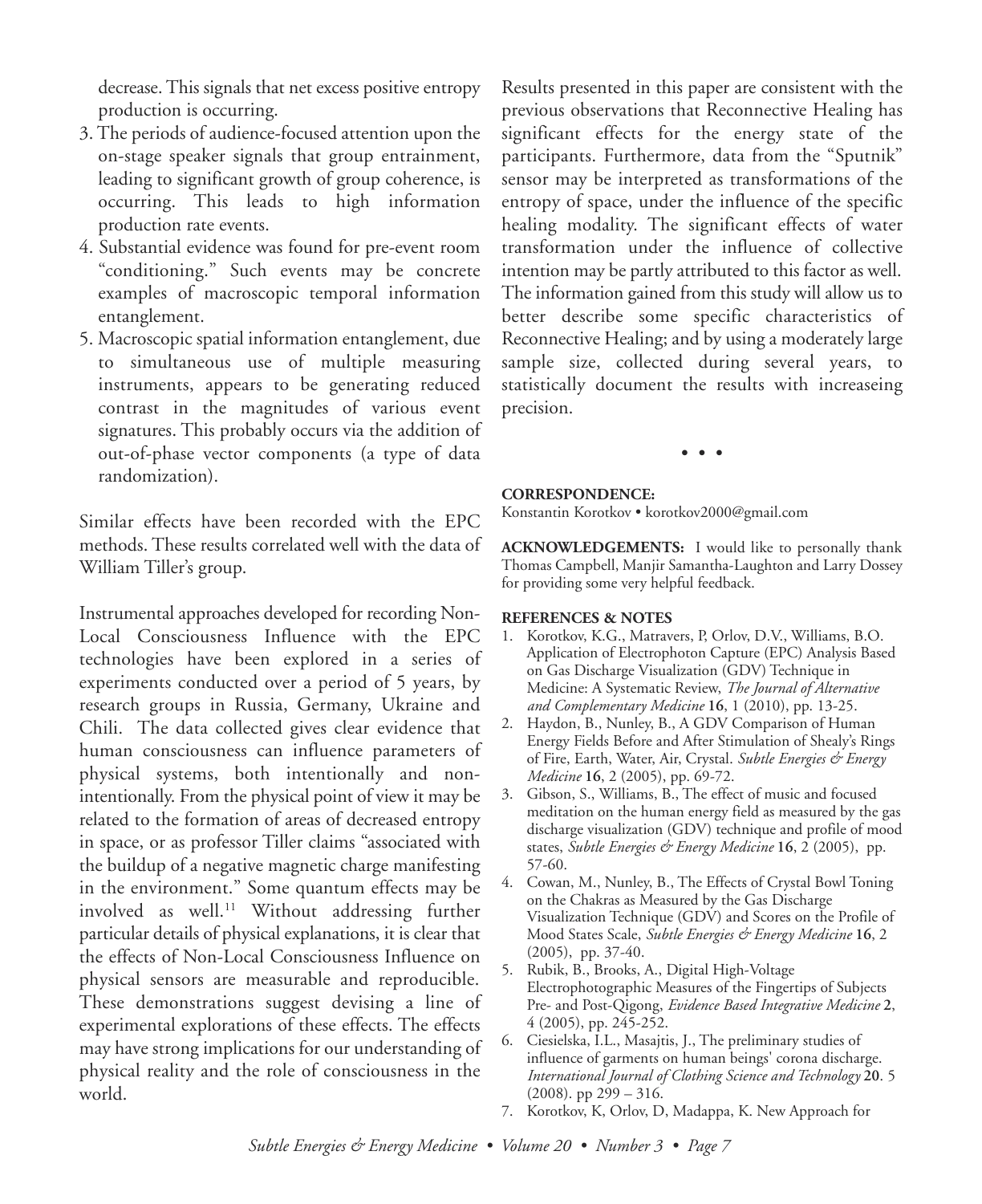decrease. This signals that net excess positive entropy production is occurring.

3. The periods of audience-focused attention upon the on-stage speaker signals that group entrainment, leading to significant growth of group coherence, is occurring. This leads to high information production rate events.
4. Substantial evidence was found for pre-event room "conditioning." Such events may be concrete examples of macroscopic temporal information entanglement.
5. Macroscopic spatial information entanglement, due to simultaneous use of multiple measuring instruments, appears to be generating reduced contrast in the magnitudes of various event signatures. This probably occurs via the addition of out-of-phase vector components (a type of data randomization).

Similar effects have been recorded with the EPC methods. These results correlated well with the data of William Tiller's group.

Instrumental approaches developed for recording Non-Local Consciousness Influence with the EPC technologies have been explored in a series of experiments conducted over a period of 5 years, by research groups in Russia, Germany, Ukraine and Chili. The data collected gives clear evidence that human consciousness can influence parameters of physical systems, both intentionally and non-intentionally. From the physical point of view it may be related to the formation of areas of decreased entropy in space, or as professor Tiller claims "associated with the buildup of a negative magnetic charge manifesting in the environment." Some quantum effects may be involved as well.[11] Without addressing further particular details of physical explanations, it is clear that the effects of Non-Local Consciousness Influence on physical sensors are measurable and reproducible. These demonstrations suggest devising a line of experimental explorations of these effects. The effects may have strong implications for our understanding of physical reality and the role of consciousness in the world.

Results presented in this paper are consistent with the previous observations that Reconnective Healing has significant effects for the energy state of the participants. Furthermore, data from the "Sputnik" sensor may be interpreted as transformations of the entropy of space, under the influence of the specific healing modality. The significant effects of water transformation under the influence of collective intention may be partly attributed to this factor as well. The information gained from this study will allow us to better describe some specific characteristics of Reconnective Healing; and by using a moderately large sample size, collected during several years, to statistically document the results with increaseing precision.

• • •

**CORRESPONDENCE:**
Konstantin Korotkov • korotkov2000@gmail.com

**ACKNOWLEDGEMENTS:** I would like to personally thank Thomas Campbell, Manjir Samantha-Laughton and Larry Dossey for providing some very helpful feedback.

**REFERENCES & NOTES**

1. Korotkov, K.G., Matravers, P, Orlov, D.V., Williams, B.O. Application of Electrophoton Capture (EPC) Analysis Based on Gas Discharge Visualization (GDV) Technique in Medicine: A Systematic Review, *The Journal of Alternative and Complementary Medicine* **16**, 1 (2010), pp. 13-25.
2. Haydon, B., Nunley, B., A GDV Comparison of Human Energy Fields Before and After Stimulation of Shealy's Rings of Fire, Earth, Water, Air, Crystal. *Subtle Energies & Energy Medicine* **16**, 2 (2005), pp. 69-72.
3. Gibson, S., Williams, B., The effect of music and focused meditation on the human energy field as measured by the gas discharge visualization (GDV) technique and profile of mood states, *Subtle Energies & Energy Medicine* **16**, 2 (2005), pp. 57-60.
4. Cowan, M., Nunley, B., The Effects of Crystal Bowl Toning on the Chakras as Measured by the Gas Discharge Visualization Technique (GDV) and Scores on the Profile of Mood States Scale, *Subtle Energies & Energy Medicine* **16**, 2 (2005), pp. 37-40.
5. Rubik, B., Brooks, A., Digital High-Voltage Electrophotographic Measures of the Fingertips of Subjects Pre- and Post-Qigong, *Evidence Based Integrative Medicine* **2**, 4 (2005), pp. 245-252.
6. Ciesielska, I.L., Masajtis, J., The preliminary studies of influence of garments on human beings' corona discharge. *International Journal of Clothing Science and Technology* **20**. 5 (2008). pp 299 – 316.
7. Korotkov, K, Orlov, D, Madappa, K. New Approach for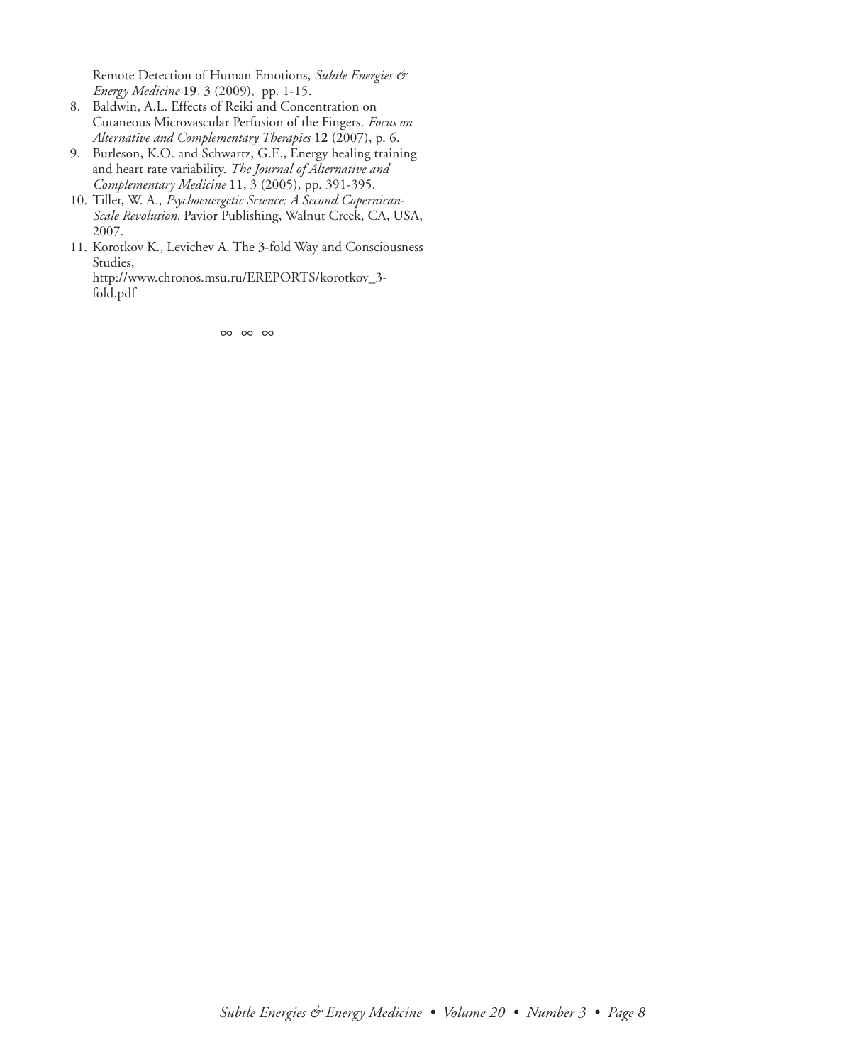Remote Detection of Human Emotions, *Subtle Energies & Energy Medicine* **19**, 3 (2009), pp. 1-15.

8. Baldwin, A.L. Effects of Reiki and Concentration on Cutaneous Microvascular Perfusion of the Fingers. *Focus on Alternative and Complementary Therapies* **12** (2007), p. 6.
9. Burleson, K.O. and Schwartz, G.E., Energy healing training and heart rate variability. *The Journal of Alternative and Complementary Medicine* **11**, 3 (2005), pp. 391-395.
10. Tiller, W. A., *Psychoenergetic Science: A Second Copernican-Scale Revolution.* Pavior Publishing, Walnut Creek, CA, USA, 2007.
11. Korotkov K., Levichev A. The 3-fold Way and Consciousness Studies, http://www.chronos.msu.ru/EREPORTS/korotkov_3-fold.pdf

∞ ∞ ∞